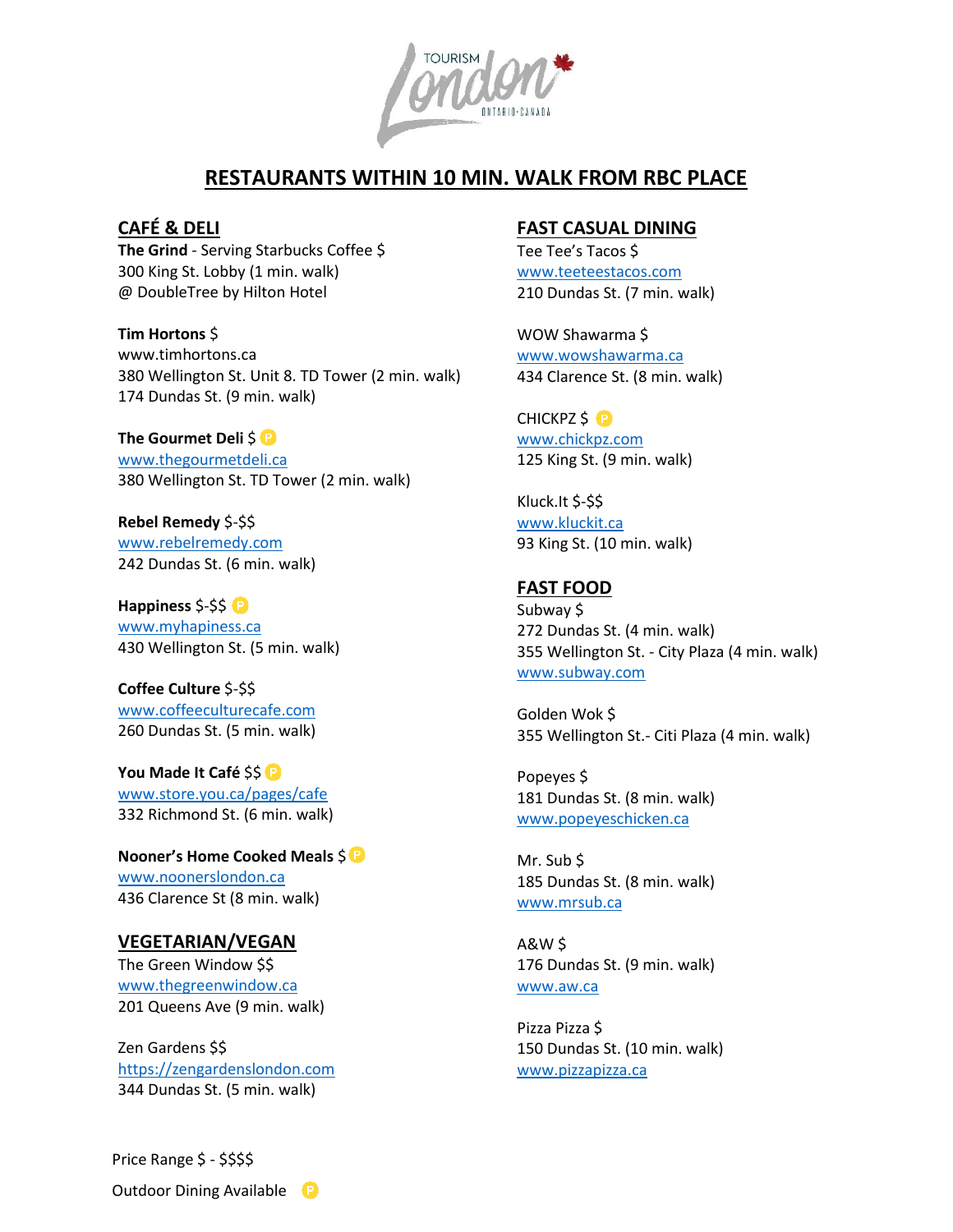TOURISM London ONTARIO-CANADA

# RESTAURANTS WITHIN 10 MIN. WALK FROM RBC PLACE

## CAFÉ & DELI

**The Grind** - Serving Starbucks Coffee $
300 King St. Lobby (1 min. walk)
@ DoubleTree by Hilton Hotel

**Tim Hortons** $
www.timhortons.ca
380 Wellington St. Unit 8. TD Tower (2 min. walk)
174 Dundas St. (9 min. walk)

**The Gourmet Deli** $ (P)
www.thegourmetdeli.ca
380 Wellington St. TD Tower (2 min. walk)

**Rebel Remedy** $-$$
www.rebelremedy.com
242 Dundas St. (6 min. walk)

**Happiness** $-$$ (P)
www.myhapiness.ca
430 Wellington St. (5 min. walk)

**Coffee Culture** $-$$
www.coffeeculturecafe.com
260 Dundas St. (5 min. walk)

**You Made It Café** $$ (P)
www.store.you.ca/pages/cafe
332 Richmond St. (6 min. walk)

**Nooner's Home Cooked Meals** $ (P)
www.noonerslondon.ca
436 Clarence St (8 min. walk)

## VEGETARIAN/VEGAN

The Green Window $$
www.thegreenwindow.ca
201 Queens Ave (9 min. walk)

Zen Gardens $$
https://zengardenslondon.com
344 Dundas St. (5 min. walk)

## FAST CASUAL DINING

Tee Tee's Tacos $
www.teeteestacos.com
210 Dundas St. (7 min. walk)

WOW Shawarma $
www.wowshawarma.ca
434 Clarence St. (8 min. walk)

CHICKPZ $ (P)
www.chickpz.com
125 King St. (9 min. walk)

Kluck.It $-$$
www.kluckit.ca
93 King St. (10 min. walk)

## FAST FOOD

Subway $
272 Dundas St. (4 min. walk)
355 Wellington St. - City Plaza (4 min. walk)
www.subway.com

Golden Wok $
355 Wellington St.- Citi Plaza (4 min. walk)

Popeyes $
181 Dundas St. (8 min. walk)
www.popeyeschicken.ca

Mr. Sub $
185 Dundas St. (8 min. walk)
www.mrsub.ca

A&W $
176 Dundas St. (9 min. walk)
www.aw.ca

Pizza Pizza $
150 Dundas St. (10 min. walk)
www.pizzapizza.ca

Price Range $ - $$$$

Outdoor Dining Available (P)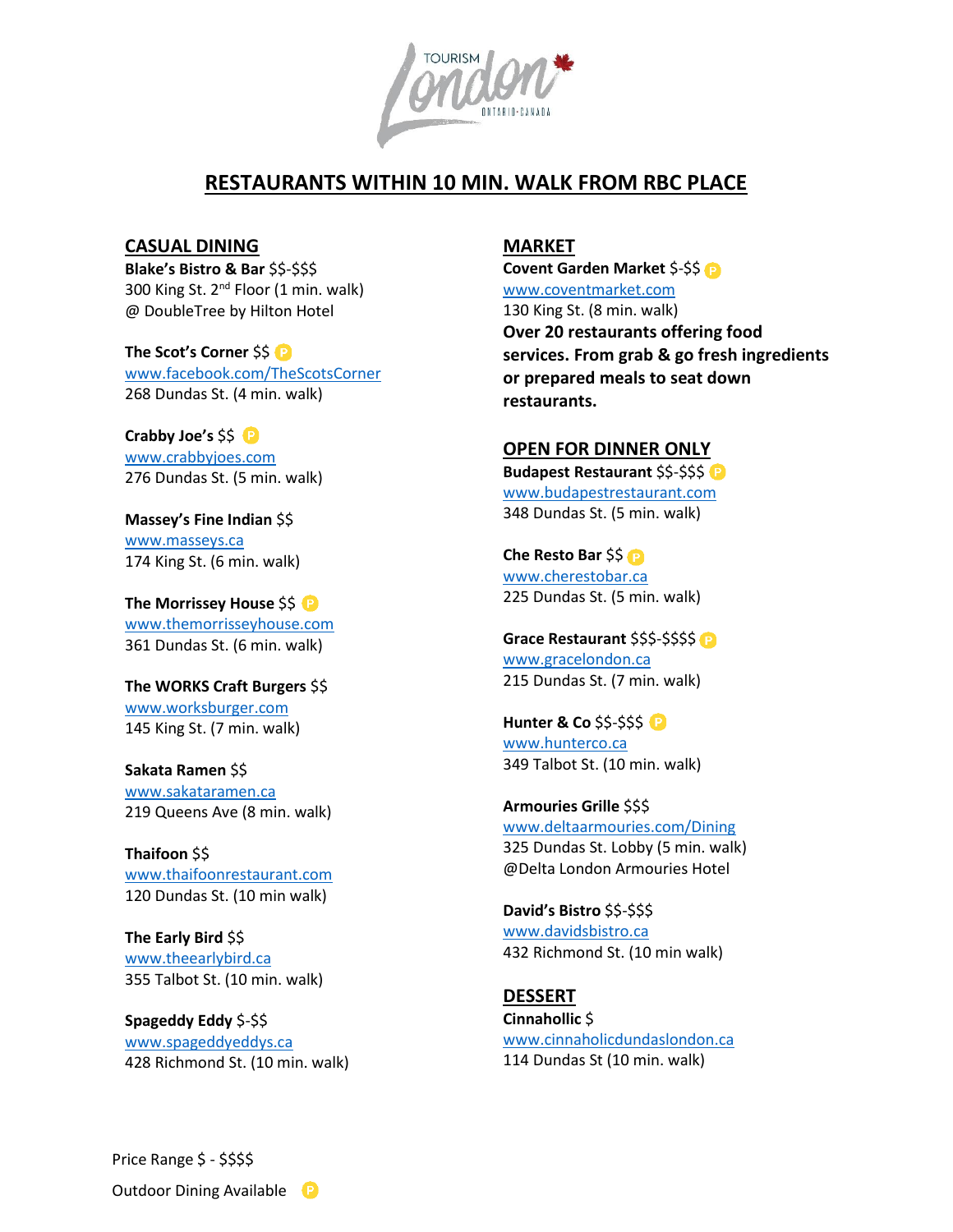# RESTAURANTS WITHIN 10 MIN. WALK FROM RBC PLACE

## CASUAL DINING

**Blake's Bistro & Bar** $$-$$$
300 King St. 2nd Floor (1 min. walk)
@ DoubleTree by Hilton Hotel

**The Scot's Corner** $$ (P)
www.facebook.com/TheScotsCorner
268 Dundas St. (4 min. walk)

**Crabby Joe's** $$ (P)
www.crabbyjoes.com
276 Dundas St. (5 min. walk)

**Massey's Fine Indian** $$
www.masseys.ca
174 King St. (6 min. walk)

**The Morrissey House** $$ (P)
www.themorrisseyhouse.com
361 Dundas St. (6 min. walk)

**The WORKS Craft Burgers** $$
www.worksburger.com
145 King St. (7 min. walk)

**Sakata Ramen** $$
www.sakataramen.ca
219 Queens Ave (8 min. walk)

**Thaifoon** $$
www.thaifoonrestaurant.com
120 Dundas St. (10 min walk)

**The Early Bird** $$
www.theearlybird.ca
355 Talbot St. (10 min. walk)

**Spageddy Eddy** $-$$
www.spageddyeddys.ca
428 Richmond St. (10 min. walk)

## MARKET

**Covent Garden Market** $-$$ (P)
www.coventmarket.com
130 King St. (8 min. walk)
**Over 20 restaurants offering food services. From grab & go fresh ingredients or prepared meals to seat down restaurants.**

## OPEN FOR DINNER ONLY

**Budapest Restaurant** $$-$$$ (P)
www.budapestrestaurant.com
348 Dundas St. (5 min. walk)

**Che Resto Bar** $$ (P)
www.cherestobar.ca
225 Dundas St. (5 min. walk)

**Grace Restaurant** $$$-$$$$ (P)
www.gracelondon.ca
215 Dundas St. (7 min. walk)

**Hunter & Co** $$-$$$ (P)
www.hunterco.ca
349 Talbot St. (10 min. walk)

**Armouries Grille** $$$
www.deltaarmouries.com/Dining
325 Dundas St. Lobby (5 min. walk)
@Delta London Armouries Hotel

**David's Bistro** $$-$$$
www.davidsbistro.ca
432 Richmond St. (10 min walk)

## DESSERT

**Cinnaholic** $
www.cinnaholicdundaslondon.ca
114 Dundas St (10 min. walk)

Price Range $ - $$$$

Outdoor Dining Available (P)